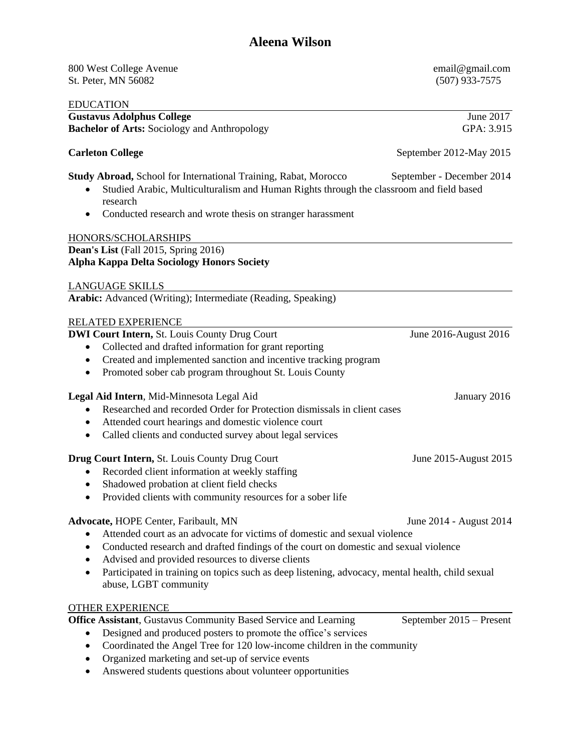# Aleena Wilson

800 West College Avenue
St. Peter, MN 56082

email@gmail.com
(507) 933-7575

## EDUCATION

**Gustavus Adolphus College** — June 2017
**Bachelor of Arts:** Sociology and Anthropology — GPA: 3.915

**Carleton College** — September 2012-May 2015

**Study Abroad,** School for International Training, Rabat, Morocco — September - December 2014

- Studied Arabic, Multiculturalism and Human Rights through the classroom and field based research
- Conducted research and wrote thesis on stranger harassment

## HONORS/SCHOLARSHIPS

**Dean's List** (Fall 2015, Spring 2016)
**Alpha Kappa Delta Sociology Honors Society**

## LANGUAGE SKILLS

**Arabic:** Advanced (Writing); Intermediate (Reading, Speaking)

## RELATED EXPERIENCE

**DWI Court Intern,** St. Louis County Drug Court — June 2016-August 2016

- Collected and drafted information for grant reporting
- Created and implemented sanction and incentive tracking program
- Promoted sober cab program throughout St. Louis County

**Legal Aid Intern**, Mid-Minnesota Legal Aid — January 2016

- Researched and recorded Order for Protection dismissals in client cases
- Attended court hearings and domestic violence court
- Called clients and conducted survey about legal services

**Drug Court Intern,** St. Louis County Drug Court — June 2015-August 2015

- Recorded client information at weekly staffing
- Shadowed probation at client field checks
- Provided clients with community resources for a sober life

**Advocate,** HOPE Center, Faribault, MN — June 2014 - August 2014

- Attended court as an advocate for victims of domestic and sexual violence
- Conducted research and drafted findings of the court on domestic and sexual violence
- Advised and provided resources to diverse clients
- Participated in training on topics such as deep listening, advocacy, mental health, child sexual abuse, LGBT community

## OTHER EXPERIENCE

**Office Assistant**, Gustavus Community Based Service and Learning — September 2015 – Present

- Designed and produced posters to promote the office's services
- Coordinated the Angel Tree for 120 low-income children in the community
- Organized marketing and set-up of service events
- Answered students questions about volunteer opportunities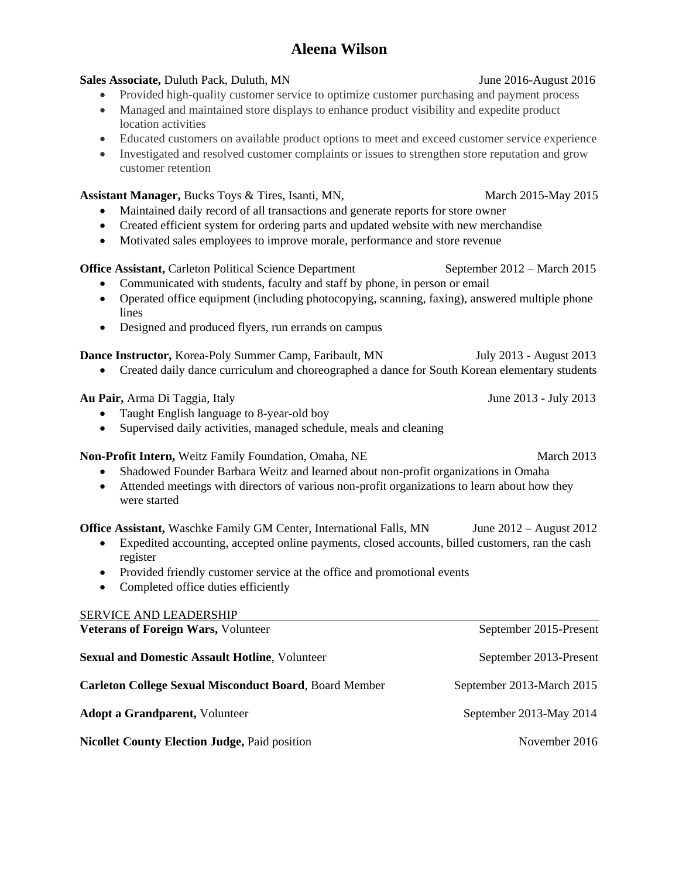# Aleena Wilson

**Sales Associate,** Duluth Pack, Duluth, MN June 2016-August 2016

- Provided high-quality customer service to optimize customer purchasing and payment process
- Managed and maintained store displays to enhance product visibility and expedite product location activities
- Educated customers on available product options to meet and exceed customer service experience
- Investigated and resolved customer complaints or issues to strengthen store reputation and grow customer retention

**Assistant Manager,** Bucks Toys & Tires, Isanti, MN, March 2015-May 2015

- Maintained daily record of all transactions and generate reports for store owner
- Created efficient system for ordering parts and updated website with new merchandise
- Motivated sales employees to improve morale, performance and store revenue

**Office Assistant,** Carleton Political Science Department September 2012 – March 2015

- Communicated with students, faculty and staff by phone, in person or email
- Operated office equipment (including photocopying, scanning, faxing), answered multiple phone lines
- Designed and produced flyers, run errands on campus

**Dance Instructor,** Korea-Poly Summer Camp, Faribault, MN July 2013 - August 2013

- Created daily dance curriculum and choreographed a dance for South Korean elementary students

**Au Pair,** Arma Di Taggia, Italy June 2013 - July 2013

- Taught English language to 8-year-old boy
- Supervised daily activities, managed schedule, meals and cleaning

**Non-Profit Intern,** Weitz Family Foundation, Omaha, NE March 2013

- Shadowed Founder Barbara Weitz and learned about non-profit organizations in Omaha
- Attended meetings with directors of various non-profit organizations to learn about how they were started

**Office Assistant,** Waschke Family GM Center, International Falls, MN June 2012 – August 2012

- Expedited accounting, accepted online payments, closed accounts, billed customers, ran the cash register
- Provided friendly customer service at the office and promotional events
- Completed office duties efficiently

## SERVICE AND LEADERSHIP

**Veterans of Foreign Wars,** Volunteer September 2015-Present

**Sexual and Domestic Assault Hotline**, Volunteer September 2013-Present

**Carleton College Sexual Misconduct Board**, Board Member September 2013-March 2015

**Adopt a Grandparent,** Volunteer September 2013-May 2014

**Nicollet County Election Judge,** Paid position November 2016